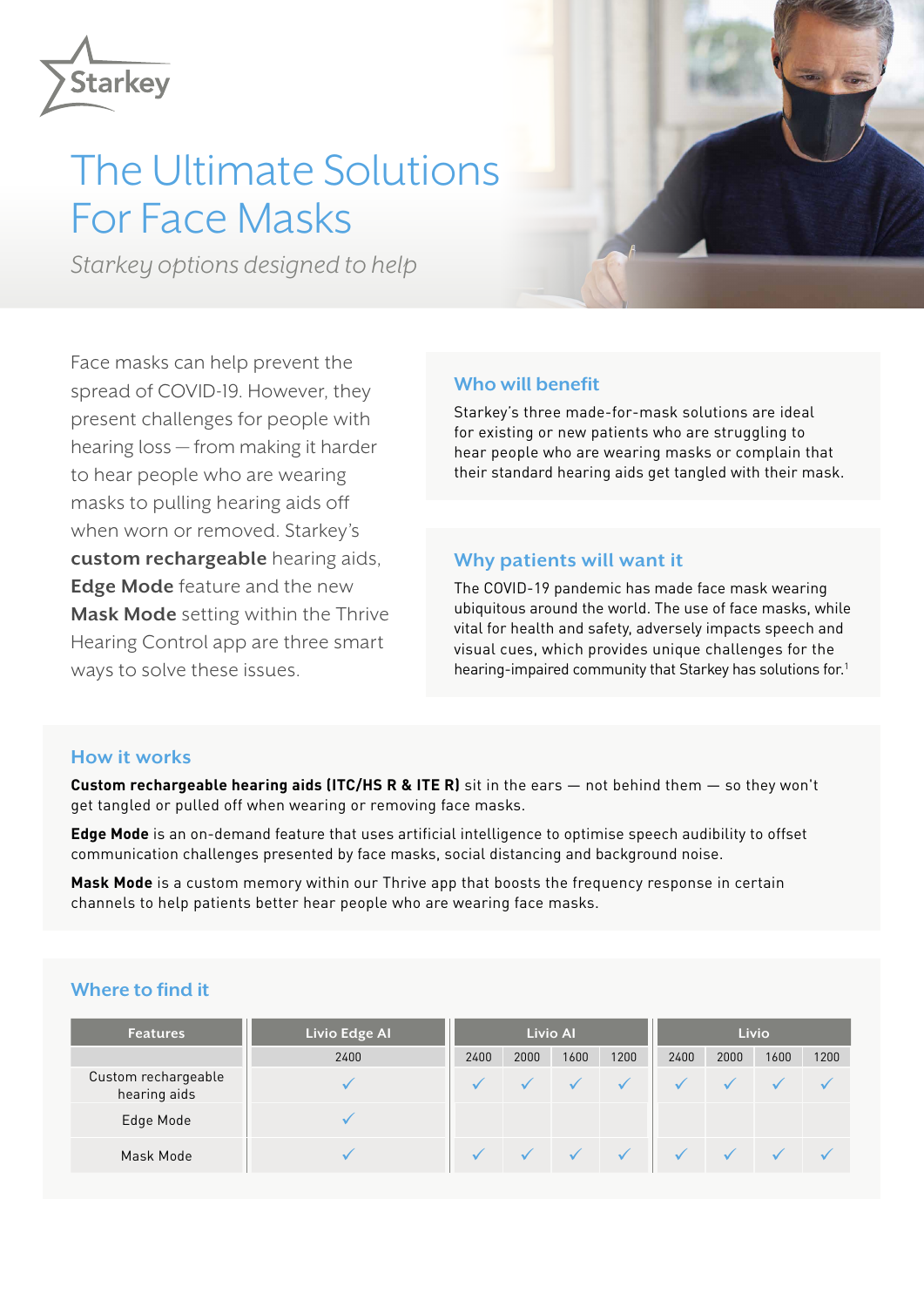Starkey

# The Ultimate Solutions For Face Masks

*Starkey options designed to help*

Face masks can help prevent the spread of COVID-19. However, they present challenges for people with hearing loss — from making it harder to hear people who are wearing masks to pulling hearing aids off when worn or removed. Starkey's **custom rechargeable** hearing aids, **Edge Mode** feature and the new **Mask Mode** setting within the Thrive Hearing Control app are three smart ways to solve these issues.

## Who will benefit

Starkey's three made-for-mask solutions are ideal for existing or new patients who are struggling to hear people who are wearing masks or complain that their standard hearing aids get tangled with their mask.

## Why patients will want it

The COVID-19 pandemic has made face mask wearing ubiquitous around the world. The use of face masks, while vital for health and safety, adversely impacts speech and visual cues, which provides unique challenges for the hearing-impaired community that Starkey has solutions for.[1]

## How it works

**Custom rechargeable hearing aids (ITC/HS R & ITE R)** sit in the ears — not behind them — so they won't get tangled or pulled off when wearing or removing face masks.

**Edge Mode** is an on-demand feature that uses artificial intelligence to optimise speech audibility to offset communication challenges presented by face masks, social distancing and background noise.

**Mask Mode** is a custom memory within our Thrive app that boosts the frequency response in certain channels to help patients better hear people who are wearing face masks.

## Where to find it

| Features | Livio Edge AI | Livio AI | | | | Livio | | | |
|---|---|---|---|---|---|---|---|---|---|
| | 2400 | 2400 | 2000 | 1600 | 1200 | 2400 | 2000 | 1600 | 1200 |
| Custom rechargeable hearing aids | ✓ | ✓ | ✓ | ✓ | ✓ | ✓ | ✓ | ✓ | ✓ |
| Edge Mode | ✓ | | | | | | | | |
| Mask Mode | ✓ | ✓ | ✓ | ✓ | ✓ | ✓ | ✓ | ✓ | ✓ |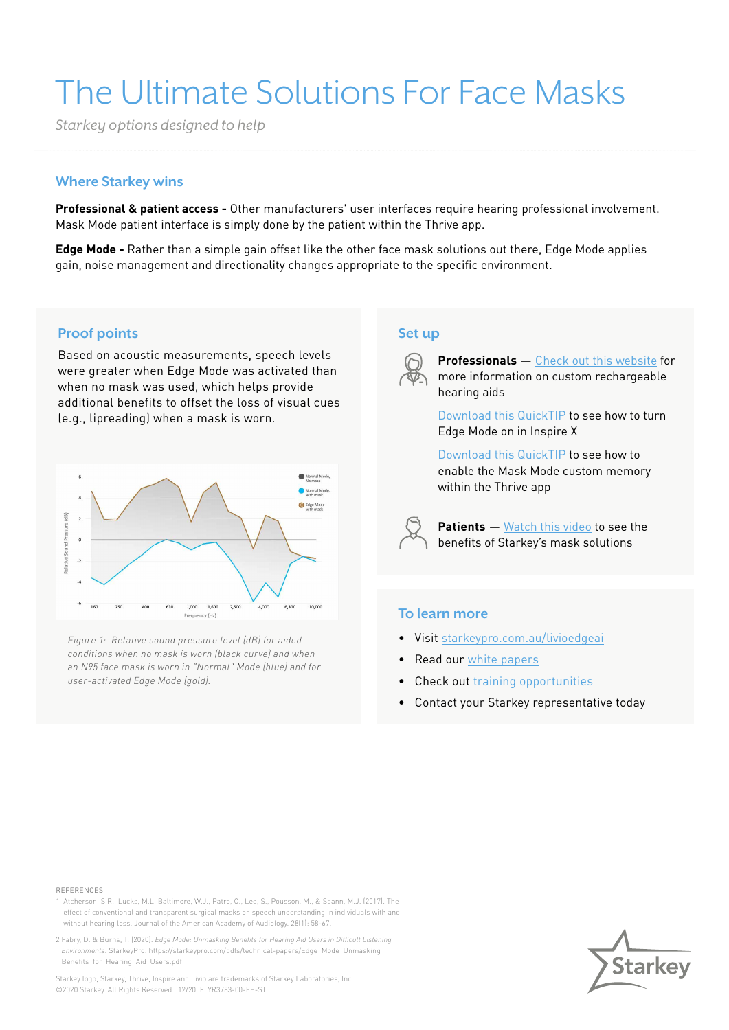# The Ultimate Solutions For Face Masks

*Starkey options designed to help*

## Where Starkey wins

**Professional & patient access -** Other manufacturers' user interfaces require hearing professional involvement. Mask Mode patient interface is simply done by the patient within the Thrive app.

**Edge Mode -** Rather than a simple gain offset like the other face mask solutions out there, Edge Mode applies gain, noise management and directionality changes appropriate to the specific environment.

## Proof points

Based on acoustic measurements, speech levels were greater when Edge Mode was activated than when no mask was used, which helps provide additional benefits to offset the loss of visual cues (e.g., lipreading) when a mask is worn.

Normal Mode, No mask
Normal Mode, with mask
Edge Mode with mask

Relative Sound Pressure (dB)
6
4
2
0
-2
-4
-6

160 250 400 630 1,000 1,600 2,500 4,000 6,300 10,000
Frequency (Hz)

*Figure 1: Relative sound pressure level (dB) for aided conditions when no mask is worn (black curve) and when an N95 face mask is worn in "Normal" Mode (blue) and for user-activated Edge Mode (gold).*

## Set up

**Professionals** — Check out this website for more information on custom rechargeable hearing aids

Download this QuickTIP to see how to turn Edge Mode on in Inspire X

Download this QuickTIP to see how to enable the Mask Mode custom memory within the Thrive app

**Patients** — Watch this video to see the benefits of Starkey's mask solutions

## To learn more

- Visit starkeypro.com.au/livioedgeai
- Read our white papers
- Check out training opportunities
- Contact your Starkey representative today

REFERENCES

1 Atcherson, S.R., Lucks, M.L, Baltimore, W.J., Patro, C., Lee, S., Pousson, M., & Spann, M.J. (2017). The effect of conventional and transparent surgical masks on speech understanding in individuals with and without hearing loss. Journal of the American Academy of Audiology. 28(1): 58-67.

2 Fabry, D. & Burns, T. (2020). *Edge Mode: Unmasking Benefits for Hearing Aid Users in Difficult Listening Environments.* StarkeyPro. https://starkeypro.com/pdfs/technical-papers/Edge_Mode_Unmasking_Benefits_for_Hearing_Aid_Users.pdf

Starkey logo, Starkey, Thrive, Inspire and Livio are trademarks of Starkey Laboratories, Inc.
©2020 Starkey. All Rights Reserved. 12/20 FLYR3783-00-EE-ST